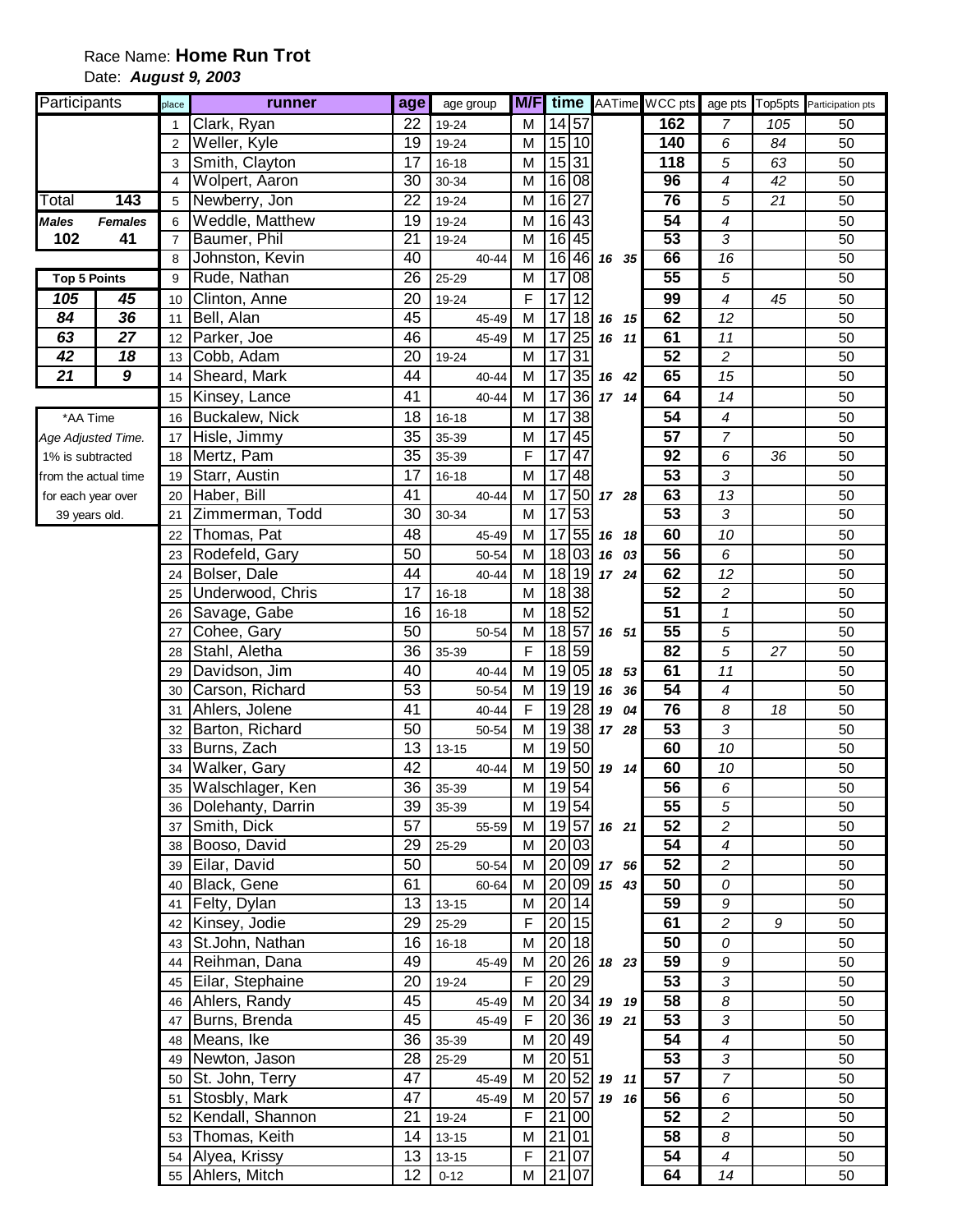Race Name: **Home Run Trot**

Date: ***August 9, 2003***

| Participants | | |
|---|---|---|
| Total | 143 | |
| *Males* | *Females* | |
| 102 | 41 | |

| Top 5 Points | |
|---|---|
| 105 | 45 |
| 84 | 36 |
| 63 | 27 |
| 42 | 18 |
| 21 | 9 |

*AA Time
*Age Adjusted Time.*
1% is subtracted from the actual time for each year over 39 years old.

| place | runner | age | age group | M/F | time | | AATime | | WCC pts | age pts | Top5pts | Participation pts |
|---|---|---|---|---|---|---|---|---|---|---|---|---|
| 1 | Clark, Ryan | 22 | 19-24 | M | 14 | 57 | | | **162** | *7* | *105* | 50 |
| 2 | Weller, Kyle | 19 | 19-24 | M | 15 | 10 | | | **140** | *6* | *84* | 50 |
| 3 | Smith, Clayton | 17 | 16-18 | M | 15 | 31 | | | **118** | *5* | *63* | 50 |
| 4 | Wolpert, Aaron | 30 | 30-34 | M | 16 | 08 | | | **96** | *4* | *42* | 50 |
| 5 | Newberry, Jon | 22 | 19-24 | M | 16 | 27 | | | **76** | *5* | *21* | 50 |
| 6 | Weddle, Matthew | 19 | 19-24 | M | 16 | 43 | | | **54** | *4* | | 50 |
| 7 | Baumer, Phil | 21 | 19-24 | M | 16 | 45 | | | **53** | *3* | | 50 |
| 8 | Johnston, Kevin | 40 | 40-44 | M | 16 | 46 | *16* | *35* | **66** | *16* | | 50 |
| 9 | Rude, Nathan | 26 | 25-29 | M | 17 | 08 | | | **55** | *5* | | 50 |
| 10 | Clinton, Anne | 20 | 19-24 | F | 17 | 12 | | | **99** | *4* | *45* | 50 |
| 11 | Bell, Alan | 45 | 45-49 | M | 17 | 18 | *16* | *15* | **62** | *12* | | 50 |
| 12 | Parker, Joe | 46 | 45-49 | M | 17 | 25 | *16* | *11* | **61** | *11* | | 50 |
| 13 | Cobb, Adam | 20 | 19-24 | M | 17 | 31 | | | **52** | *2* | | 50 |
| 14 | Sheard, Mark | 44 | 40-44 | M | 17 | 35 | *16* | *42* | **65** | *15* | | 50 |
| 15 | Kinsey, Lance | 41 | 40-44 | M | 17 | 36 | *17* | *14* | **64** | *14* | | 50 |
| 16 | Buckalew, Nick | 18 | 16-18 | M | 17 | 38 | | | **54** | *4* | | 50 |
| 17 | Hisle, Jimmy | 35 | 35-39 | M | 17 | 45 | | | **57** | *7* | | 50 |
| 18 | Mertz, Pam | 35 | 35-39 | F | 17 | 47 | | | **92** | *6* | *36* | 50 |
| 19 | Starr, Austin | 17 | 16-18 | M | 17 | 48 | | | **53** | *3* | | 50 |
| 20 | Haber, Bill | 41 | 40-44 | M | 17 | 50 | *17* | *28* | **63** | *13* | | 50 |
| 21 | Zimmerman, Todd | 30 | 30-34 | M | 17 | 53 | | | **53** | *3* | | 50 |
| 22 | Thomas, Pat | 48 | 45-49 | M | 17 | 55 | *16* | *18* | **60** | *10* | | 50 |
| 23 | Rodefeld, Gary | 50 | 50-54 | M | 18 | 03 | *16* | *03* | **56** | *6* | | 50 |
| 24 | Bolser, Dale | 44 | 40-44 | M | 18 | 19 | *17* | *24* | **62** | *12* | | 50 |
| 25 | Underwood, Chris | 17 | 16-18 | M | 18 | 38 | | | **52** | *2* | | 50 |
| 26 | Savage, Gabe | 16 | 16-18 | M | 18 | 52 | | | **51** | *1* | | 50 |
| 27 | Cohee, Gary | 50 | 50-54 | M | 18 | 57 | *16* | *51* | **55** | *5* | | 50 |
| 28 | Stahl, Aletha | 36 | 35-39 | F | 18 | 59 | | | **82** | *5* | *27* | 50 |
| 29 | Davidson, Jim | 40 | 40-44 | M | 19 | 05 | *18* | *53* | **61** | *11* | | 50 |
| 30 | Carson, Richard | 53 | 50-54 | M | 19 | 19 | *16* | *36* | **54** | *4* | | 50 |
| 31 | Ahlers, Jolene | 41 | 40-44 | F | 19 | 28 | *19* | *04* | **76** | *8* | *18* | 50 |
| 32 | Barton, Richard | 50 | 50-54 | M | 19 | 38 | *17* | *28* | **53** | *3* | | 50 |
| 33 | Burns, Zach | 13 | 13-15 | M | 19 | 50 | | | **60** | *10* | | 50 |
| 34 | Walker, Gary | 42 | 40-44 | M | 19 | 50 | *19* | *14* | **60** | *10* | | 50 |
| 35 | Walschlager, Ken | 36 | 35-39 | M | 19 | 54 | | | **56** | *6* | | 50 |
| 36 | Dolehanty, Darrin | 39 | 35-39 | M | 19 | 54 | | | **55** | *5* | | 50 |
| 37 | Smith, Dick | 57 | 55-59 | M | 19 | 57 | *16* | *21* | **52** | *2* | | 50 |
| 38 | Booso, David | 29 | 25-29 | M | 20 | 03 | | | **54** | *4* | | 50 |
| 39 | Eilar, David | 50 | 50-54 | M | 20 | 09 | *17* | *56* | **52** | *2* | | 50 |
| 40 | Black, Gene | 61 | 60-64 | M | 20 | 09 | *15* | *43* | **50** | *0* | | 50 |
| 41 | Felty, Dylan | 13 | 13-15 | M | 20 | 14 | | | **59** | *9* | | 50 |
| 42 | Kinsey, Jodie | 29 | 25-29 | F | 20 | 15 | | | **61** | *2* | *9* | 50 |
| 43 | St.John, Nathan | 16 | 16-18 | M | 20 | 18 | | | **50** | *0* | | 50 |
| 44 | Reihman, Dana | 49 | 45-49 | M | 20 | 26 | *18* | *23* | **59** | *9* | | 50 |
| 45 | Eilar, Stephaine | 20 | 19-24 | F | 20 | 29 | | | **53** | *3* | | 50 |
| 46 | Ahlers, Randy | 45 | 45-49 | M | 20 | 34 | *19* | *19* | **58** | *8* | | 50 |
| 47 | Burns, Brenda | 45 | 45-49 | F | 20 | 36 | *19* | *21* | **53** | *3* | | 50 |
| 48 | Means, Ike | 36 | 35-39 | M | 20 | 49 | | | **54** | *4* | | 50 |
| 49 | Newton, Jason | 28 | 25-29 | M | 20 | 51 | | | **53** | *3* | | 50 |
| 50 | St. John, Terry | 47 | 45-49 | M | 20 | 52 | *19* | *11* | **57** | *7* | | 50 |
| 51 | Stosbly, Mark | 47 | 45-49 | M | 20 | 57 | *19* | *16* | **56** | *6* | | 50 |
| 52 | Kendall, Shannon | 21 | 19-24 | F | 21 | 00 | | | **52** | *2* | | 50 |
| 53 | Thomas, Keith | 14 | 13-15 | M | 21 | 01 | | | **58** | *8* | | 50 |
| 54 | Alyea, Krissy | 13 | 13-15 | F | 21 | 07 | | | **54** | *4* | | 50 |
| 55 | Ahlers, Mitch | 12 | 0-12 | M | 21 | 07 | | | **64** | *14* | | 50 |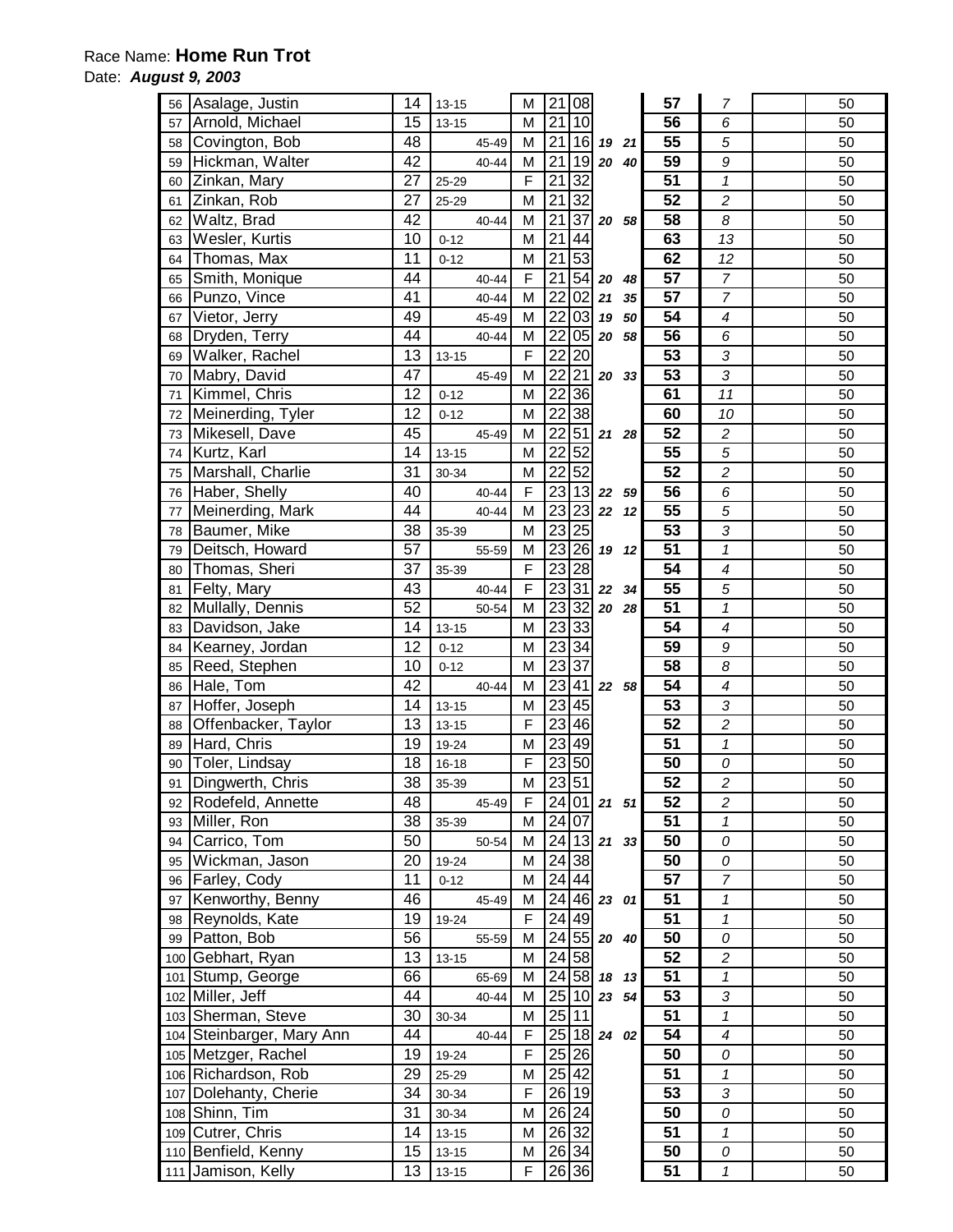Race Name: **Home Run Trot**
Date: ***August 9, 2003***

| # | Name | Age | Group | | Sex | Min | Sec | | | | | | |
|---|---|---|---|---|---|---|---|---|---|---|---|---|---|
| 56 | Asalage, Justin | 14 | 13-15 | | M | 21 | 08 | | | **57** | *7* | | 50 |
| 57 | Arnold, Michael | 15 | 13-15 | | M | 21 | 10 | | | **56** | *6* | | 50 |
| 58 | Covington, Bob | 48 | | 45-49 | M | 21 | 16 | ***19*** | ***21*** | **55** | *5* | | 50 |
| 59 | Hickman, Walter | 42 | | 40-44 | M | 21 | 19 | ***20*** | ***40*** | **59** | *9* | | 50 |
| 60 | Zinkan, Mary | 27 | 25-29 | | F | 21 | 32 | | | **51** | *1* | | 50 |
| 61 | Zinkan, Rob | 27 | 25-29 | | M | 21 | 32 | | | **52** | *2* | | 50 |
| 62 | Waltz, Brad | 42 | | 40-44 | M | 21 | 37 | ***20*** | ***58*** | **58** | *8* | | 50 |
| 63 | Wesler, Kurtis | 10 | 0-12 | | M | 21 | 44 | | | **63** | *13* | | 50 |
| 64 | Thomas, Max | 11 | 0-12 | | M | 21 | 53 | | | **62** | *12* | | 50 |
| 65 | Smith, Monique | 44 | | 40-44 | F | 21 | 54 | ***20*** | ***48*** | **57** | *7* | | 50 |
| 66 | Punzo, Vince | 41 | | 40-44 | M | 22 | 02 | ***21*** | ***35*** | **57** | *7* | | 50 |
| 67 | Vietor, Jerry | 49 | | 45-49 | M | 22 | 03 | ***19*** | ***50*** | **54** | *4* | | 50 |
| 68 | Dryden, Terry | 44 | | 40-44 | M | 22 | 05 | ***20*** | ***58*** | **56** | *6* | | 50 |
| 69 | Walker, Rachel | 13 | 13-15 | | F | 22 | 20 | | | **53** | *3* | | 50 |
| 70 | Mabry, David | 47 | | 45-49 | M | 22 | 21 | ***20*** | ***33*** | **53** | *3* | | 50 |
| 71 | Kimmel, Chris | 12 | 0-12 | | M | 22 | 36 | | | **61** | *11* | | 50 |
| 72 | Meinerding, Tyler | 12 | 0-12 | | M | 22 | 38 | | | **60** | *10* | | 50 |
| 73 | Mikesell, Dave | 45 | | 45-49 | M | 22 | 51 | ***21*** | ***28*** | **52** | *2* | | 50 |
| 74 | Kurtz, Karl | 14 | 13-15 | | M | 22 | 52 | | | **55** | *5* | | 50 |
| 75 | Marshall, Charlie | 31 | 30-34 | | M | 22 | 52 | | | **52** | *2* | | 50 |
| 76 | Haber, Shelly | 40 | | 40-44 | F | 23 | 13 | ***22*** | ***59*** | **56** | *6* | | 50 |
| 77 | Meinerding, Mark | 44 | | 40-44 | M | 23 | 23 | ***22*** | ***12*** | **55** | *5* | | 50 |
| 78 | Baumer, Mike | 38 | 35-39 | | M | 23 | 25 | | | **53** | *3* | | 50 |
| 79 | Deitsch, Howard | 57 | | 55-59 | M | 23 | 26 | ***19*** | ***12*** | **51** | *1* | | 50 |
| 80 | Thomas, Sheri | 37 | 35-39 | | F | 23 | 28 | | | **54** | *4* | | 50 |
| 81 | Felty, Mary | 43 | | 40-44 | F | 23 | 31 | ***22*** | ***34*** | **55** | *5* | | 50 |
| 82 | Mullally, Dennis | 52 | | 50-54 | M | 23 | 32 | ***20*** | ***28*** | **51** | *1* | | 50 |
| 83 | Davidson, Jake | 14 | 13-15 | | M | 23 | 33 | | | **54** | *4* | | 50 |
| 84 | Kearney, Jordan | 12 | 0-12 | | M | 23 | 34 | | | **59** | *9* | | 50 |
| 85 | Reed, Stephen | 10 | 0-12 | | M | 23 | 37 | | | **58** | *8* | | 50 |
| 86 | Hale, Tom | 42 | | 40-44 | M | 23 | 41 | ***22*** | ***58*** | **54** | *4* | | 50 |
| 87 | Hoffer, Joseph | 14 | 13-15 | | M | 23 | 45 | | | **53** | *3* | | 50 |
| 88 | Offenbacker, Taylor | 13 | 13-15 | | F | 23 | 46 | | | **52** | *2* | | 50 |
| 89 | Hard, Chris | 19 | 19-24 | | M | 23 | 49 | | | **51** | *1* | | 50 |
| 90 | Toler, Lindsay | 18 | 16-18 | | F | 23 | 50 | | | **50** | *0* | | 50 |
| 91 | Dingwerth, Chris | 38 | 35-39 | | M | 23 | 51 | | | **52** | *2* | | 50 |
| 92 | Rodefeld, Annette | 48 | | 45-49 | F | 24 | 01 | ***21*** | ***51*** | **52** | *2* | | 50 |
| 93 | Miller, Ron | 38 | 35-39 | | M | 24 | 07 | | | **51** | *1* | | 50 |
| 94 | Carrico, Tom | 50 | | 50-54 | M | 24 | 13 | ***21*** | ***33*** | **50** | *0* | | 50 |
| 95 | Wickman, Jason | 20 | 19-24 | | M | 24 | 38 | | | **50** | *0* | | 50 |
| 96 | Farley, Cody | 11 | 0-12 | | M | 24 | 44 | | | **57** | *7* | | 50 |
| 97 | Kenworthy, Benny | 46 | | 45-49 | M | 24 | 46 | ***23*** | ***01*** | **51** | *1* | | 50 |
| 98 | Reynolds, Kate | 19 | 19-24 | | F | 24 | 49 | | | **51** | *1* | | 50 |
| 99 | Patton, Bob | 56 | | 55-59 | M | 24 | 55 | ***20*** | ***40*** | **50** | *0* | | 50 |
| 100 | Gebhart, Ryan | 13 | 13-15 | | M | 24 | 58 | | | **52** | *2* | | 50 |
| 101 | Stump, George | 66 | | 65-69 | M | 24 | 58 | ***18*** | ***13*** | **51** | *1* | | 50 |
| 102 | Miller, Jeff | 44 | | 40-44 | M | 25 | 10 | ***23*** | ***54*** | **53** | *3* | | 50 |
| 103 | Sherman, Steve | 30 | 30-34 | | M | 25 | 11 | | | **51** | *1* | | 50 |
| 104 | Steinbarger, Mary Ann | 44 | | 40-44 | F | 25 | 18 | ***24*** | ***02*** | **54** | *4* | | 50 |
| 105 | Metzger, Rachel | 19 | 19-24 | | F | 25 | 26 | | | **50** | *0* | | 50 |
| 106 | Richardson, Rob | 29 | 25-29 | | M | 25 | 42 | | | **51** | *1* | | 50 |
| 107 | Dolehanty, Cherie | 34 | 30-34 | | F | 26 | 19 | | | **53** | *3* | | 50 |
| 108 | Shinn, Tim | 31 | 30-34 | | M | 26 | 24 | | | **50** | *0* | | 50 |
| 109 | Cutrer, Chris | 14 | 13-15 | | M | 26 | 32 | | | **51** | *1* | | 50 |
| 110 | Benfield, Kenny | 15 | 13-15 | | M | 26 | 34 | | | **50** | *0* | | 50 |
| 111 | Jamison, Kelly | 13 | 13-15 | | F | 26 | 36 | | | **51** | *1* | | 50 |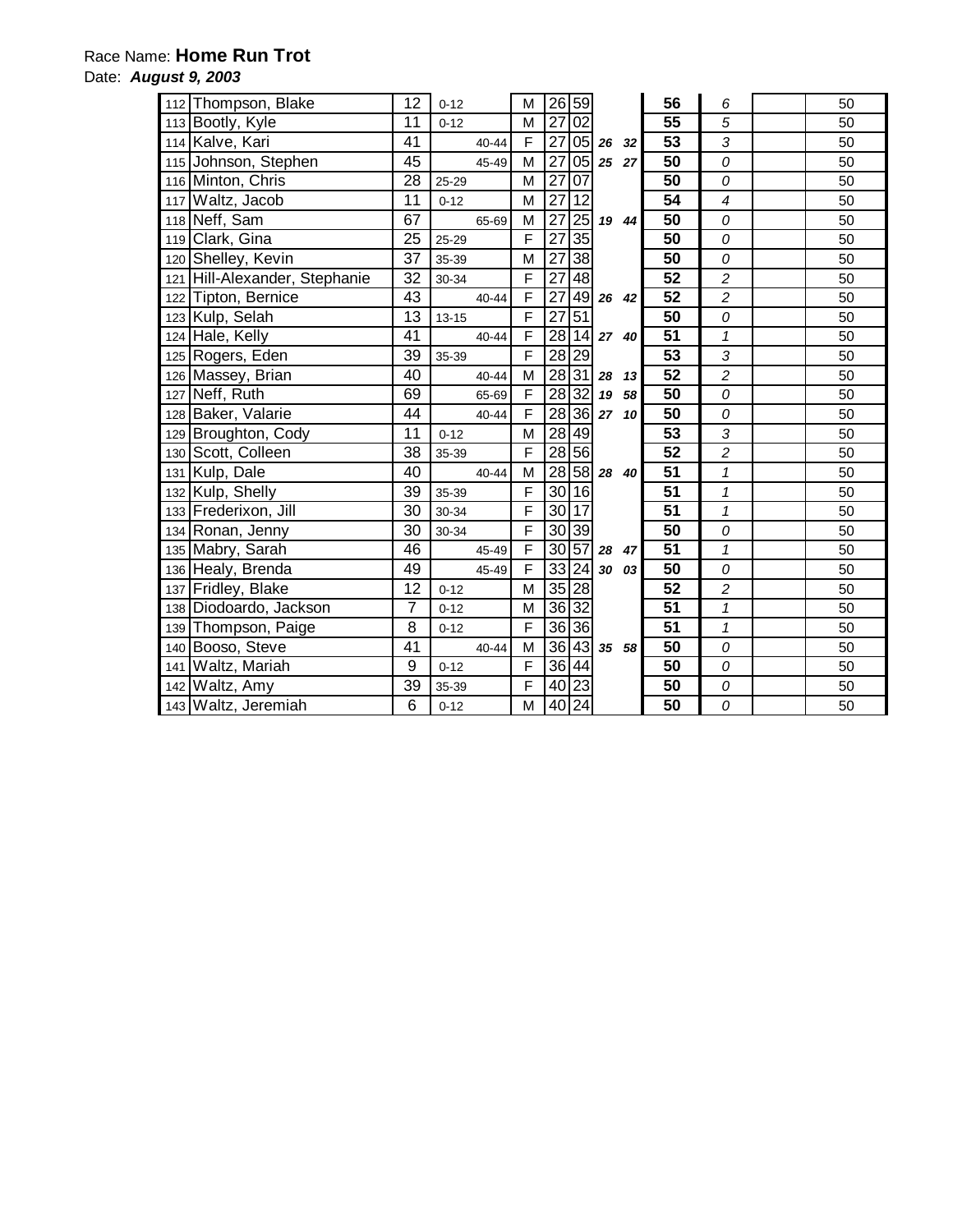Race Name: **Home Run Trot**

Date: ***August 9, 2003***

| | | | | | | | | | | | | | |
|---|---|---|---|---|---|---|---|---|---|---|---|---|---|
| 112 | Thompson, Blake | 12 | 0-12 | | M | 26 | 59 | | | **56** | *6* | | 50 |
| 113 | Bootly, Kyle | 11 | 0-12 | | M | 27 | 02 | | | **55** | *5* | | 50 |
| 114 | Kalve, Kari | 41 | | 40-44 | F | 27 | 05 | ***26*** | ***32*** | **53** | *3* | | 50 |
| 115 | Johnson, Stephen | 45 | | 45-49 | M | 27 | 05 | ***25*** | ***27*** | **50** | *0* | | 50 |
| 116 | Minton, Chris | 28 | 25-29 | | M | 27 | 07 | | | **50** | *0* | | 50 |
| 117 | Waltz, Jacob | 11 | 0-12 | | M | 27 | 12 | | | **54** | *4* | | 50 |
| 118 | Neff, Sam | 67 | | 65-69 | M | 27 | 25 | ***19*** | ***44*** | **50** | *0* | | 50 |
| 119 | Clark, Gina | 25 | 25-29 | | F | 27 | 35 | | | **50** | *0* | | 50 |
| 120 | Shelley, Kevin | 37 | 35-39 | | M | 27 | 38 | | | **50** | *0* | | 50 |
| 121 | Hill-Alexander, Stephanie | 32 | 30-34 | | F | 27 | 48 | | | **52** | *2* | | 50 |
| 122 | Tipton, Bernice | 43 | | 40-44 | F | 27 | 49 | ***26*** | ***42*** | **52** | *2* | | 50 |
| 123 | Kulp, Selah | 13 | 13-15 | | F | 27 | 51 | | | **50** | *0* | | 50 |
| 124 | Hale, Kelly | 41 | | 40-44 | F | 28 | 14 | ***27*** | ***40*** | **51** | *1* | | 50 |
| 125 | Rogers, Eden | 39 | 35-39 | | F | 28 | 29 | | | **53** | *3* | | 50 |
| 126 | Massey, Brian | 40 | | 40-44 | M | 28 | 31 | ***28*** | ***13*** | **52** | *2* | | 50 |
| 127 | Neff, Ruth | 69 | | 65-69 | F | 28 | 32 | ***19*** | ***58*** | **50** | *0* | | 50 |
| 128 | Baker, Valarie | 44 | | 40-44 | F | 28 | 36 | ***27*** | ***10*** | **50** | *0* | | 50 |
| 129 | Broughton, Cody | 11 | 0-12 | | M | 28 | 49 | | | **53** | *3* | | 50 |
| 130 | Scott, Colleen | 38 | 35-39 | | F | 28 | 56 | | | **52** | *2* | | 50 |
| 131 | Kulp, Dale | 40 | | 40-44 | M | 28 | 58 | ***28*** | ***40*** | **51** | *1* | | 50 |
| 132 | Kulp, Shelly | 39 | 35-39 | | F | 30 | 16 | | | **51** | *1* | | 50 |
| 133 | Frederixon, Jill | 30 | 30-34 | | F | 30 | 17 | | | **51** | *1* | | 50 |
| 134 | Ronan, Jenny | 30 | 30-34 | | F | 30 | 39 | | | **50** | *0* | | 50 |
| 135 | Mabry, Sarah | 46 | | 45-49 | F | 30 | 57 | ***28*** | ***47*** | **51** | *1* | | 50 |
| 136 | Healy, Brenda | 49 | | 45-49 | F | 33 | 24 | ***30*** | ***03*** | **50** | *0* | | 50 |
| 137 | Fridley, Blake | 12 | 0-12 | | M | 35 | 28 | | | **52** | *2* | | 50 |
| 138 | Diodoardo, Jackson | 7 | 0-12 | | M | 36 | 32 | | | **51** | *1* | | 50 |
| 139 | Thompson, Paige | 8 | 0-12 | | F | 36 | 36 | | | **51** | *1* | | 50 |
| 140 | Booso, Steve | 41 | | 40-44 | M | 36 | 43 | ***35*** | ***58*** | **50** | *0* | | 50 |
| 141 | Waltz, Mariah | 9 | 0-12 | | F | 36 | 44 | | | **50** | *0* | | 50 |
| 142 | Waltz, Amy | 39 | 35-39 | | F | 40 | 23 | | | **50** | *0* | | 50 |
| 143 | Waltz, Jeremiah | 6 | 0-12 | | M | 40 | 24 | | | **50** | *0* | | 50 |